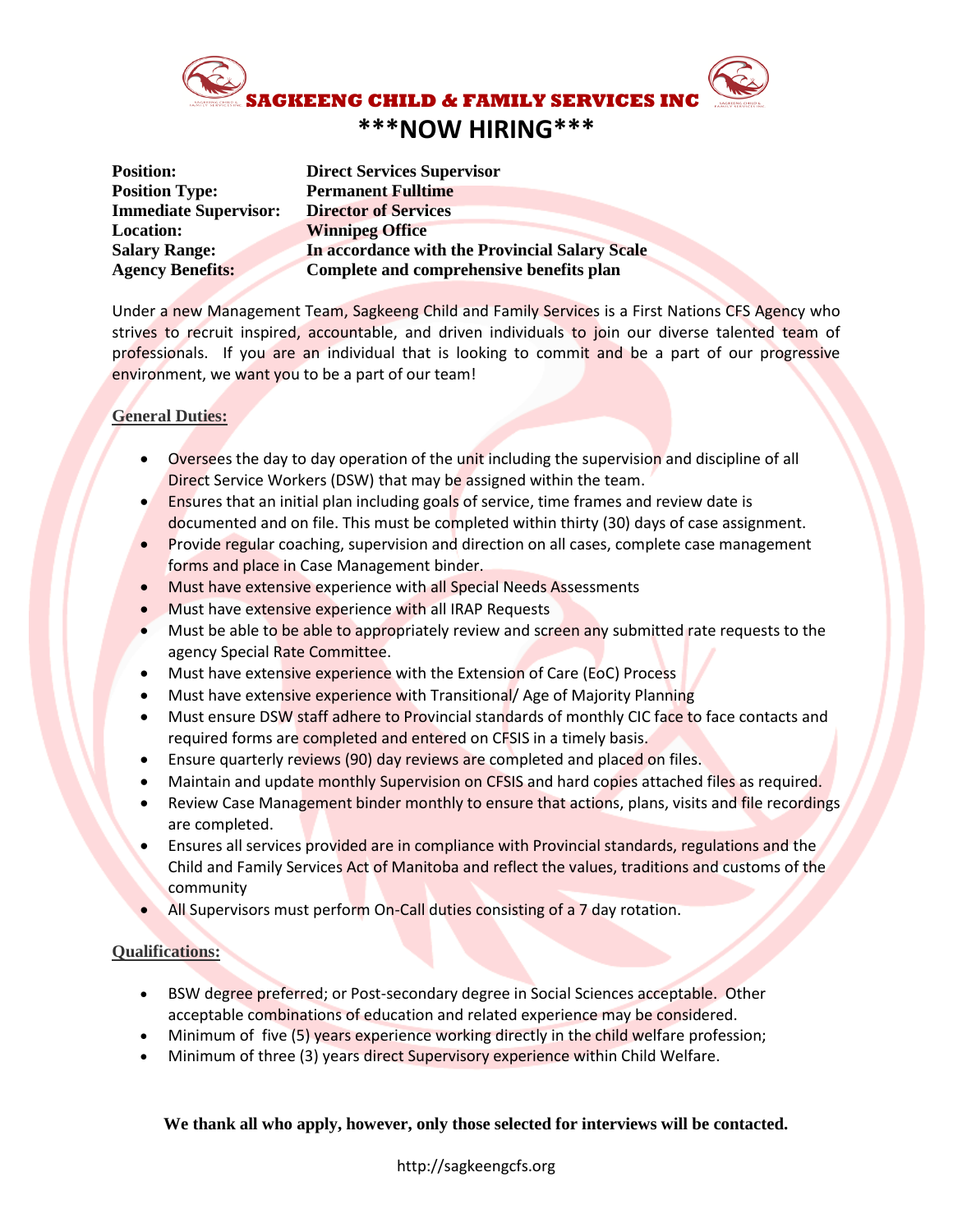# SAGKEENG CHILD & FAMILY SERVICES INC

## \*\*\*NOW HIRING\*\*\*

| | |
|---|---|
| **Position:** | **Direct Services Supervisor** |
| **Position Type:** | **Permanent Fulltime** |
| **Immediate Supervisor:** | **Director of Services** |
| **Location:** | **Winnipeg Office** |
| **Salary Range:** | **In accordance with the Provincial Salary Scale** |
| **Agency Benefits:** | **Complete and comprehensive benefits plan** |

Under a new Management Team, Sagkeeng Child and Family Services is a First Nations CFS Agency who strives to recruit inspired, accountable, and driven individuals to join our diverse talented team of professionals. If you are an individual that is looking to commit and be a part of our progressive environment, we want you to be a part of our team!

**General Duties:**

- Oversees the day to day operation of the unit including the supervision and discipline of all Direct Service Workers (DSW) that may be assigned within the team.
- Ensures that an initial plan including goals of service, time frames and review date is documented and on file. This must be completed within thirty (30) days of case assignment.
- Provide regular coaching, supervision and direction on all cases, complete case management forms and place in Case Management binder.
- Must have extensive experience with all Special Needs Assessments
- Must have extensive experience with all IRAP Requests
- Must be able to be able to appropriately review and screen any submitted rate requests to the agency Special Rate Committee.
- Must have extensive experience with the Extension of Care (EoC) Process
- Must have extensive experience with Transitional/ Age of Majority Planning
- Must ensure DSW staff adhere to Provincial standards of monthly CIC face to face contacts and required forms are completed and entered on CFSIS in a timely basis.
- Ensure quarterly reviews (90) day reviews are completed and placed on files.
- Maintain and update monthly Supervision on CFSIS and hard copies attached files as required.
- Review Case Management binder monthly to ensure that actions, plans, visits and file recordings are completed.
- Ensures all services provided are in compliance with Provincial standards, regulations and the Child and Family Services Act of Manitoba and reflect the values, traditions and customs of the community
- All Supervisors must perform On-Call duties consisting of a 7 day rotation.

**Qualifications:**

- BSW degree preferred; or Post-secondary degree in Social Sciences acceptable. Other acceptable combinations of education and related experience may be considered.
- Minimum of five (5) years experience working directly in the child welfare profession;
- Minimum of three (3) years direct Supervisory experience within Child Welfare.

**We thank all who apply, however, only those selected for interviews will be contacted.**

http://sagkeengcfs.org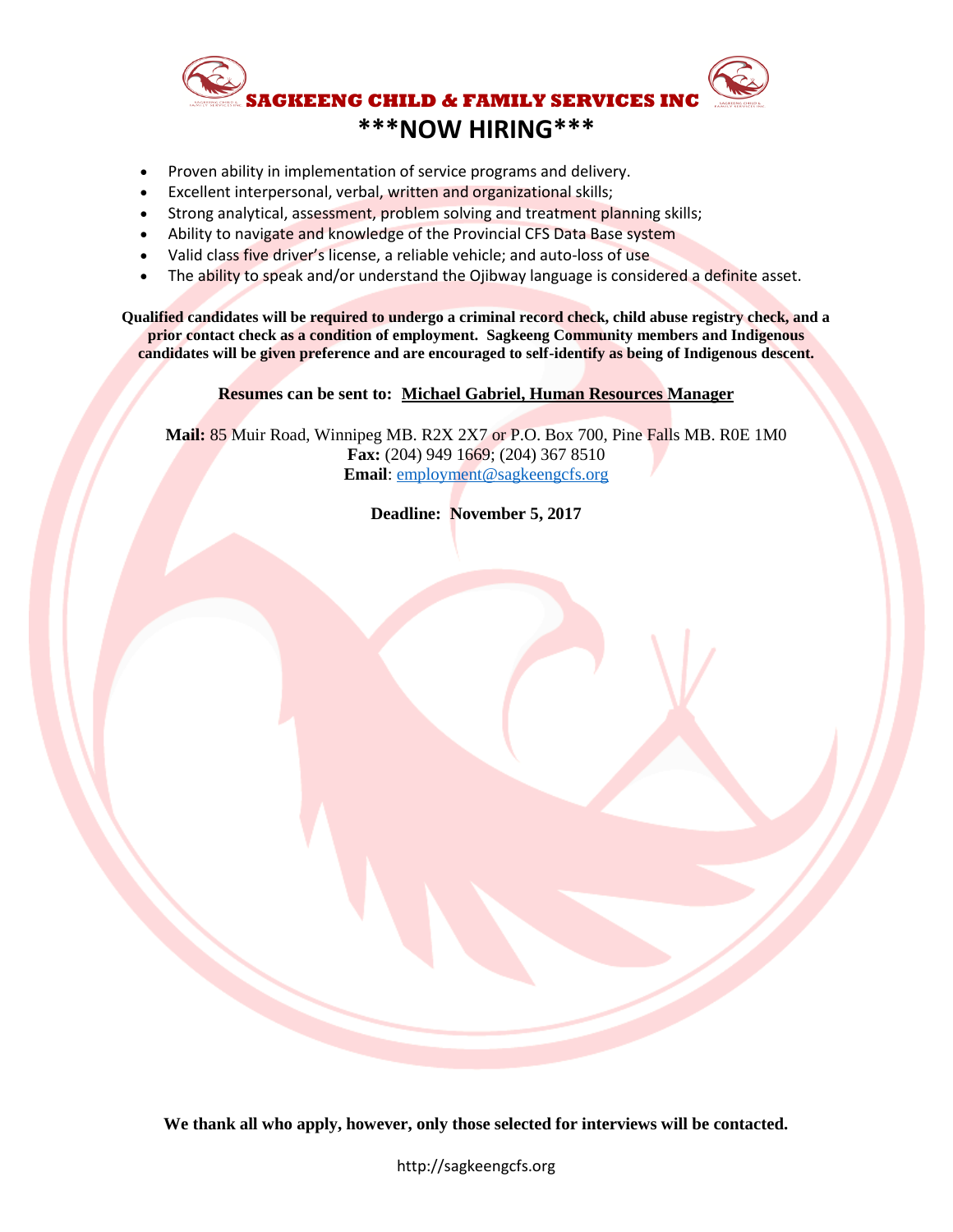**SAGKEENG CHILD & FAMILY SERVICES INC**

# ***NOW HIRING***

- Proven ability in implementation of service programs and delivery.
- Excellent interpersonal, verbal, written and organizational skills;
- Strong analytical, assessment, problem solving and treatment planning skills;
- Ability to navigate and knowledge of the Provincial CFS Data Base system
- Valid class five driver's license, a reliable vehicle; and auto-loss of use
- The ability to speak and/or understand the Ojibway language is considered a definite asset.

**Qualified candidates will be required to undergo a criminal record check, child abuse registry check, and a prior contact check as a condition of employment. Sagkeeng Community members and Indigenous candidates will be given preference and are encouraged to self-identify as being of Indigenous descent.**

**Resumes can be sent to: Michael Gabriel, Human Resources Manager**

**Mail:** 85 Muir Road, Winnipeg MB. R2X 2X7 or P.O. Box 700, Pine Falls MB. R0E 1M0
**Fax:** (204) 949 1669; (204) 367 8510
**Email**: employment@sagkeengcfs.org

**Deadline: November 5, 2017**

**We thank all who apply, however, only those selected for interviews will be contacted.**

http://sagkeengcfs.org